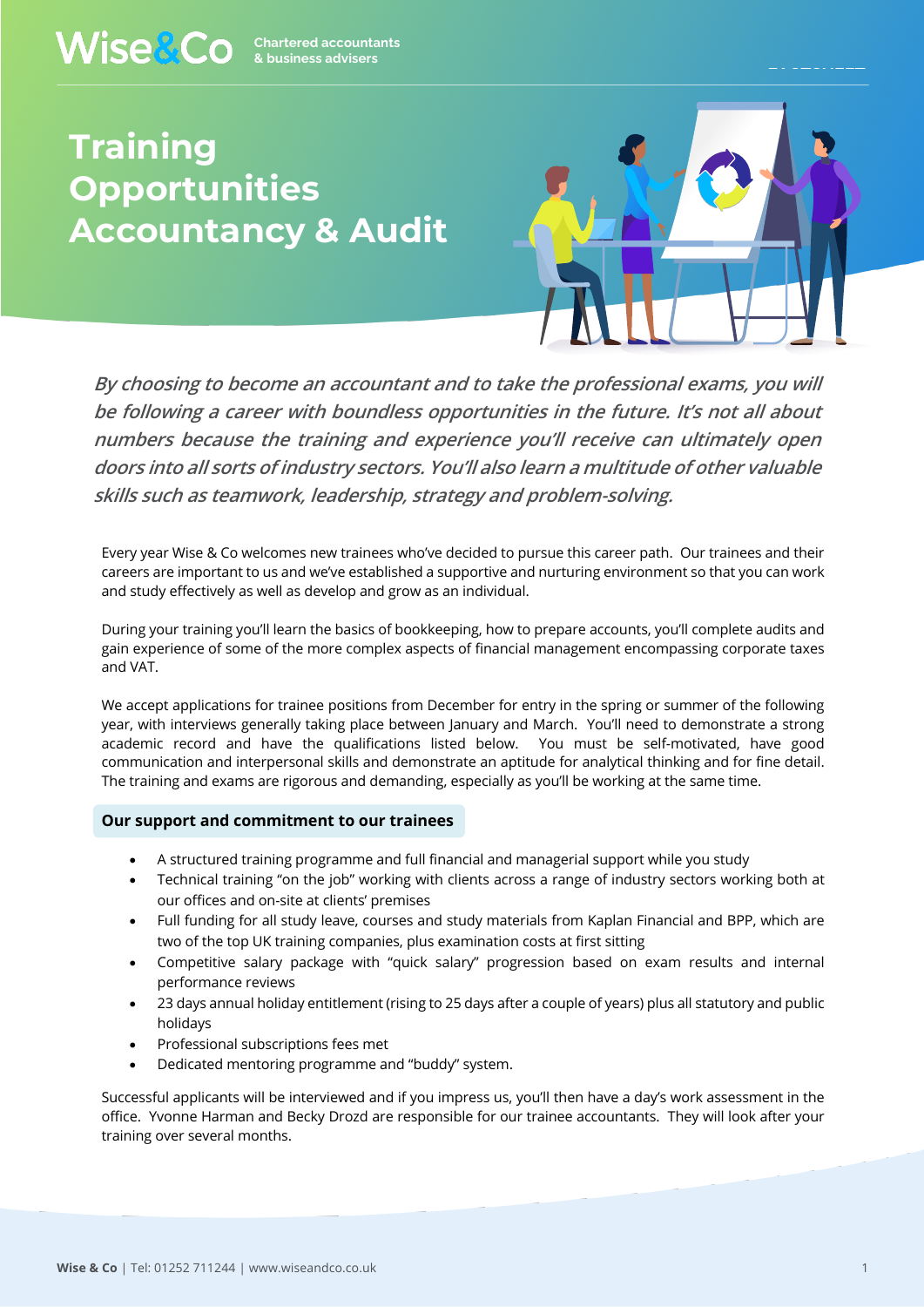Wise&Co Chartered accountants & business advisers

# Training Opportunities Accountancy & Audit

***By choosing to become an accountant and to take the professional exams, you will be following a career with boundless opportunities in the future. It's not all about numbers because the training and experience you'll receive can ultimately open doors into all sorts of industry sectors. You'll also learn a multitude of other valuable skills such as teamwork, leadership, strategy and problem-solving.***

Every year Wise & Co welcomes new trainees who've decided to pursue this career path. Our trainees and their careers are important to us and we've established a supportive and nurturing environment so that you can work and study effectively as well as develop and grow as an individual.

During your training you'll learn the basics of bookkeeping, how to prepare accounts, you'll complete audits and gain experience of some of the more complex aspects of financial management encompassing corporate taxes and VAT.

We accept applications for trainee positions from December for entry in the spring or summer of the following year, with interviews generally taking place between January and March. You'll need to demonstrate a strong academic record and have the qualifications listed below. You must be self-motivated, have good communication and interpersonal skills and demonstrate an aptitude for analytical thinking and for fine detail. The training and exams are rigorous and demanding, especially as you'll be working at the same time.

## Our support and commitment to our trainees

- A structured training programme and full financial and managerial support while you study
- Technical training "on the job" working with clients across a range of industry sectors working both at our offices and on-site at clients' premises
- Full funding for all study leave, courses and study materials from Kaplan Financial and BPP, which are two of the top UK training companies, plus examination costs at first sitting
- Competitive salary package with "quick salary" progression based on exam results and internal performance reviews
- 23 days annual holiday entitlement (rising to 25 days after a couple of years) plus all statutory and public holidays
- Professional subscriptions fees met
- Dedicated mentoring programme and "buddy" system.

Successful applicants will be interviewed and if you impress us, you'll then have a day's work assessment in the office. Yvonne Harman and Becky Drozd are responsible for our trainee accountants. They will look after your training over several months.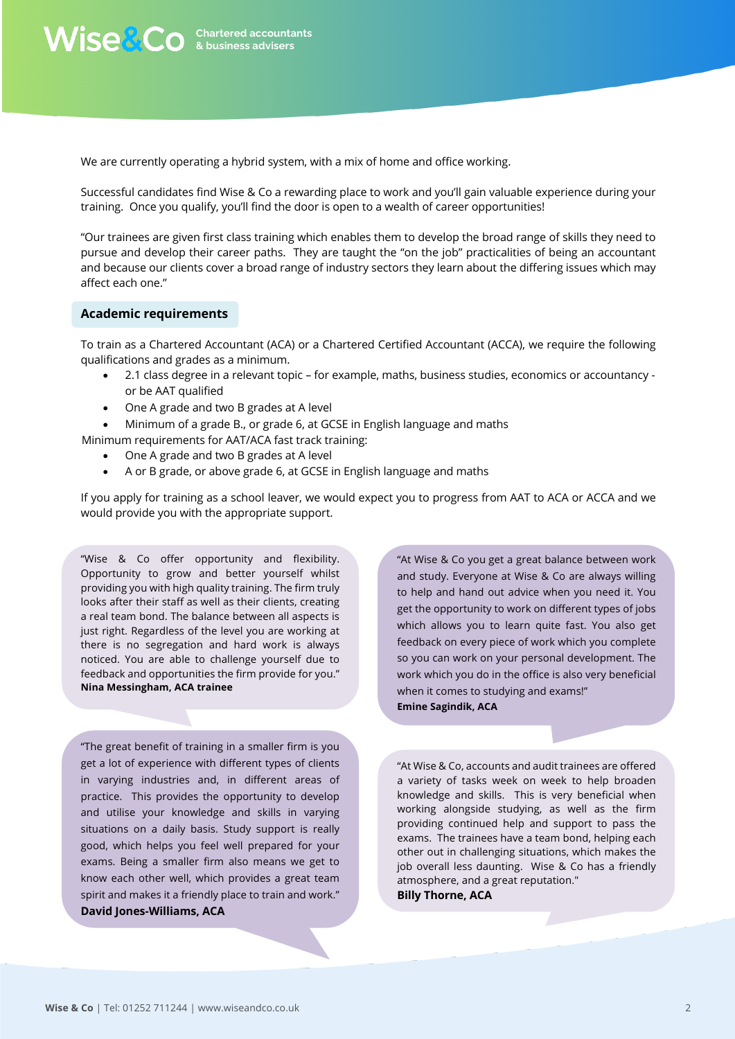We are currently operating a hybrid system, with a mix of home and office working.

Successful candidates find Wise & Co a rewarding place to work and you'll gain valuable experience during your training. Once you qualify, you'll find the door is open to a wealth of career opportunities!

"Our trainees are given first class training which enables them to develop the broad range of skills they need to pursue and develop their career paths. They are taught the "on the job" practicalities of being an accountant and because our clients cover a broad range of industry sectors they learn about the differing issues which may affect each one."

## Academic requirements

To train as a Chartered Accountant (ACA) or a Chartered Certified Accountant (ACCA), we require the following qualifications and grades as a minimum.

- 2.1 class degree in a relevant topic – for example, maths, business studies, economics or accountancy - or be AAT qualified
- One A grade and two B grades at A level
- Minimum of a grade B., or grade 6, at GCSE in English language and maths

Minimum requirements for AAT/ACA fast track training:

- One A grade and two B grades at A level
- A or B grade, or above grade 6, at GCSE in English language and maths

If you apply for training as a school leaver, we would expect you to progress from AAT to ACA or ACCA and we would provide you with the appropriate support.

"Wise & Co offer opportunity and flexibility. Opportunity to grow and better yourself whilst providing you with high quality training. The firm truly looks after their staff as well as their clients, creating a real team bond. The balance between all aspects is just right. Regardless of the level you are working at there is no segregation and hard work is always noticed. You are able to challenge yourself due to feedback and opportunities the firm provide for you."
**Nina Messingham, ACA trainee**

"The great benefit of training in a smaller firm is you get a lot of experience with different types of clients in varying industries and, in different areas of practice. This provides the opportunity to develop and utilise your knowledge and skills in varying situations on a daily basis. Study support is really good, which helps you feel well prepared for your exams. Being a smaller firm also means we get to know each other well, which provides a great team spirit and makes it a friendly place to train and work."
**David Jones-Williams, ACA**

"At Wise & Co you get a great balance between work and study. Everyone at Wise & Co are always willing to help and hand out advice when you need it. You get the opportunity to work on different types of jobs which allows you to learn quite fast. You also get feedback on every piece of work which you complete so you can work on your personal development. The work which you do in the office is also very beneficial when it comes to studying and exams!"
**Emine Sagindik, ACA**

"At Wise & Co, accounts and audit trainees are offered a variety of tasks week on week to help broaden knowledge and skills. This is very beneficial when working alongside studying, as well as the firm providing continued help and support to pass the exams. The trainees have a team bond, helping each other out in challenging situations, which makes the job overall less daunting. Wise & Co has a friendly atmosphere, and a great reputation."
**Billy Thorne, ACA**